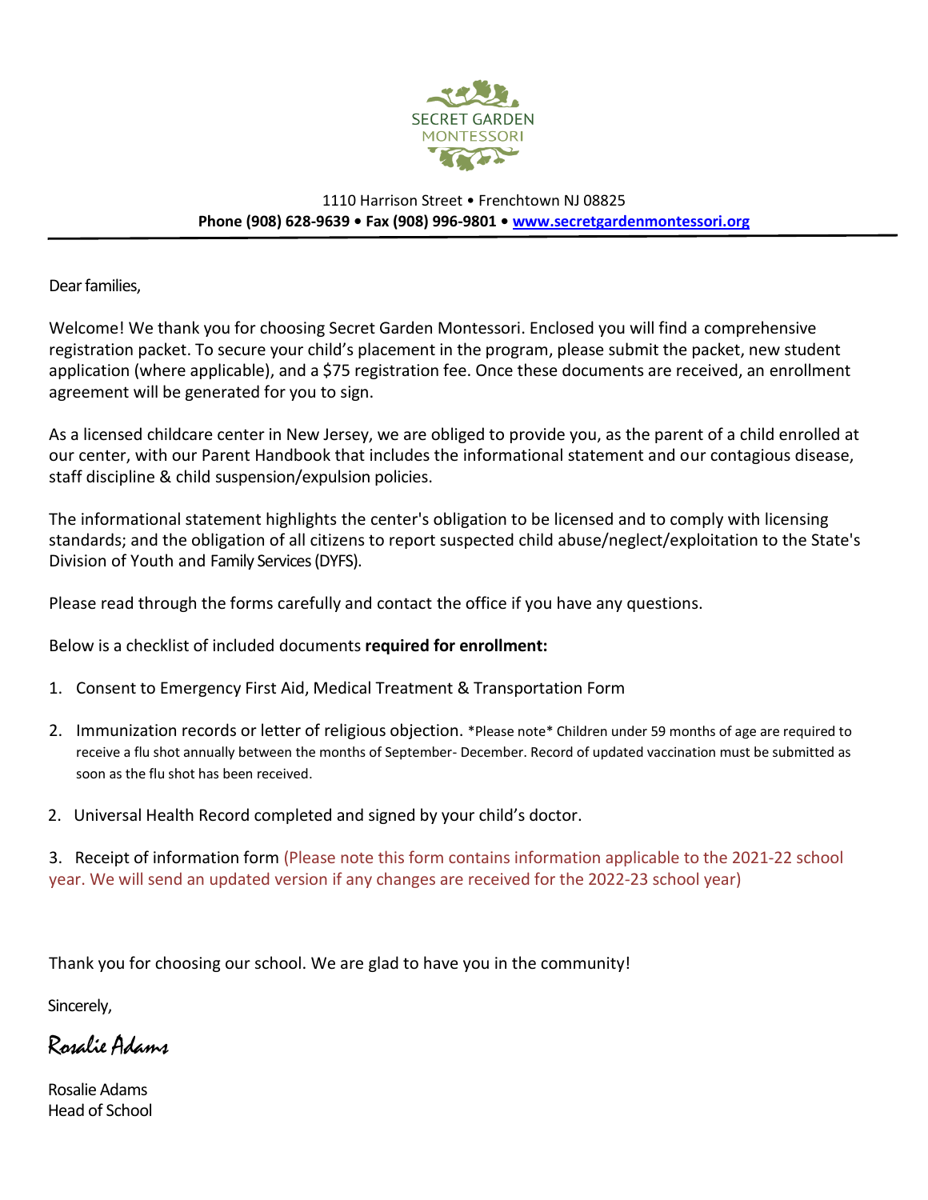SECRET GARDEN
MONTESSORI

1110 Harrison Street • Frenchtown NJ 08825
**Phone (908) 628-9639 • Fax (908) 996-9801 • [www.secretgardenmontessori.org](http://www.secretgardenmontessori.org)**

---

Dear families,

Welcome! We thank you for choosing Secret Garden Montessori. Enclosed you will find a comprehensive registration packet. To secure your child's placement in the program, please submit the packet, new student application (where applicable), and a $75 registration fee. Once these documents are received, an enrollment agreement will be generated for you to sign.

As a licensed childcare center in New Jersey, we are obliged to provide you, as the parent of a child enrolled at our center, with our Parent Handbook that includes the informational statement and our contagious disease, staff discipline & child suspension/expulsion policies.

The informational statement highlights the center's obligation to be licensed and to comply with licensing standards; and the obligation of all citizens to report suspected child abuse/neglect/exploitation to the State's Division of Youth and Family Services (DYFS).

Please read through the forms carefully and contact the office if you have any questions.

Below is a checklist of included documents **required for enrollment:**

1. Consent to Emergency First Aid, Medical Treatment & Transportation Form

2. Immunization records or letter of religious objection. *Please note* Children under 59 months of age are required to receive a flu shot annually between the months of September- December. Record of updated vaccination must be submitted as soon as the flu shot has been received.

2. Universal Health Record completed and signed by your child's doctor.

3. Receipt of information form (Please note this form contains information applicable to the 2021-22 school year. We will send an updated version if any changes are received for the 2022-23 school year)

Thank you for choosing our school. We are glad to have you in the community!

Sincerely,

*Rosalie Adams*

Rosalie Adams
Head of School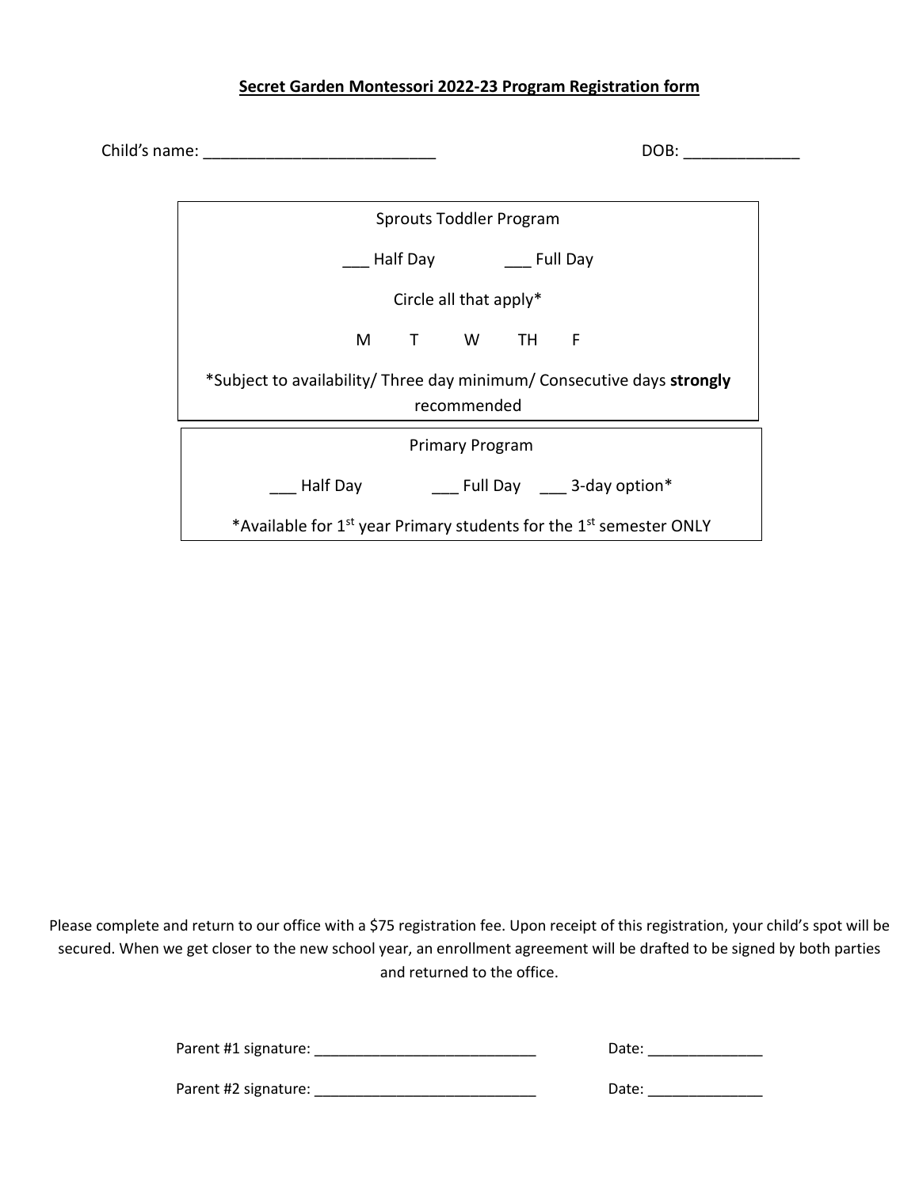**Secret Garden Montessori 2022-23 Program Registration form**

Child's name: ___________________________ DOB: _____________

Sprouts Toddler Program

___ Half Day ___ Full Day

Circle all that apply*

M T W TH F

*Subject to availability/ Three day minimum/ Consecutive days **strongly** recommended

Primary Program

___ Half Day ___ Full Day ___ 3-day option*

*Available for 1st year Primary students for the 1st semester ONLY

Please complete and return to our office with a $75 registration fee. Upon receipt of this registration, your child's spot will be secured. When we get closer to the new school year, an enrollment agreement will be drafted to be signed by both parties and returned to the office.

Parent #1 signature: ___________________________ Date: ______________

Parent #2 signature: ___________________________ Date: ______________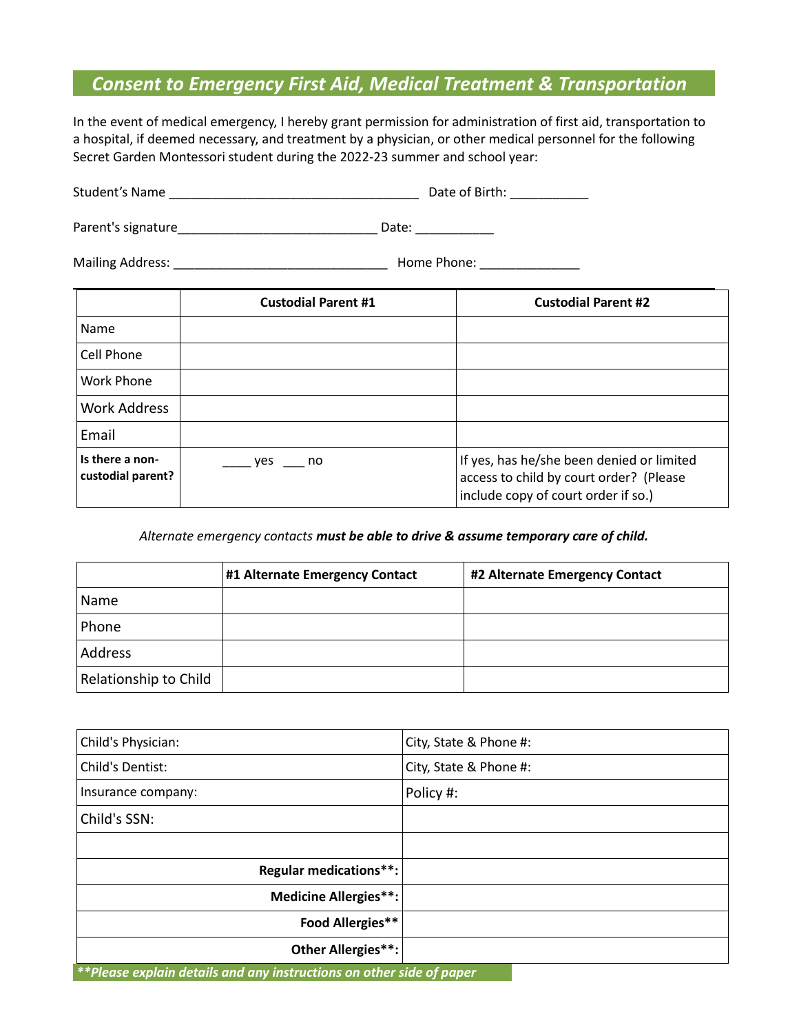## *Consent to Emergency First Aid, Medical Treatment & Transportation*

In the event of medical emergency, I hereby grant permission for administration of first aid, transportation to a hospital, if deemed necessary, and treatment by a physician, or other medical personnel for the following Secret Garden Montessori student during the 2022-23 summer and school year:

Student's Name ___________________________________ Date of Birth: ___________

Parent's signature____________________________ Date: ___________

Mailing Address: ______________________________ Home Phone: ______________

| | Custodial Parent #1 | Custodial Parent #2 |
|---|---|---|
| Name | | |
| Cell Phone | | |
| Work Phone | | |
| Work Address | | |
| Email | | |
| **Is there a non-custodial parent?** | ____ yes ___ no | If yes, has he/she been denied or limited access to child by court order? (Please include copy of court order if so.) |

*Alternate emergency contacts* ***must be able to drive & assume temporary care of child.***

| | #1 Alternate Emergency Contact | #2 Alternate Emergency Contact |
|---|---|---|
| Name | | |
| Phone | | |
| Address | | |
| Relationship to Child | | |

| | |
|---|---|
| Child's Physician: | City, State & Phone #: |
| Child's Dentist: | City, State & Phone #: |
| Insurance company: | Policy #: |
| Child's SSN: | |
| | |
| **Regular medications\*\*:** | |
| **Medicine Allergies\*\*:** | |
| **Food Allergies\*\*** | |
| **Other Allergies\*\*:** | |

***\*\*Please explain details and any instructions on other side of paper***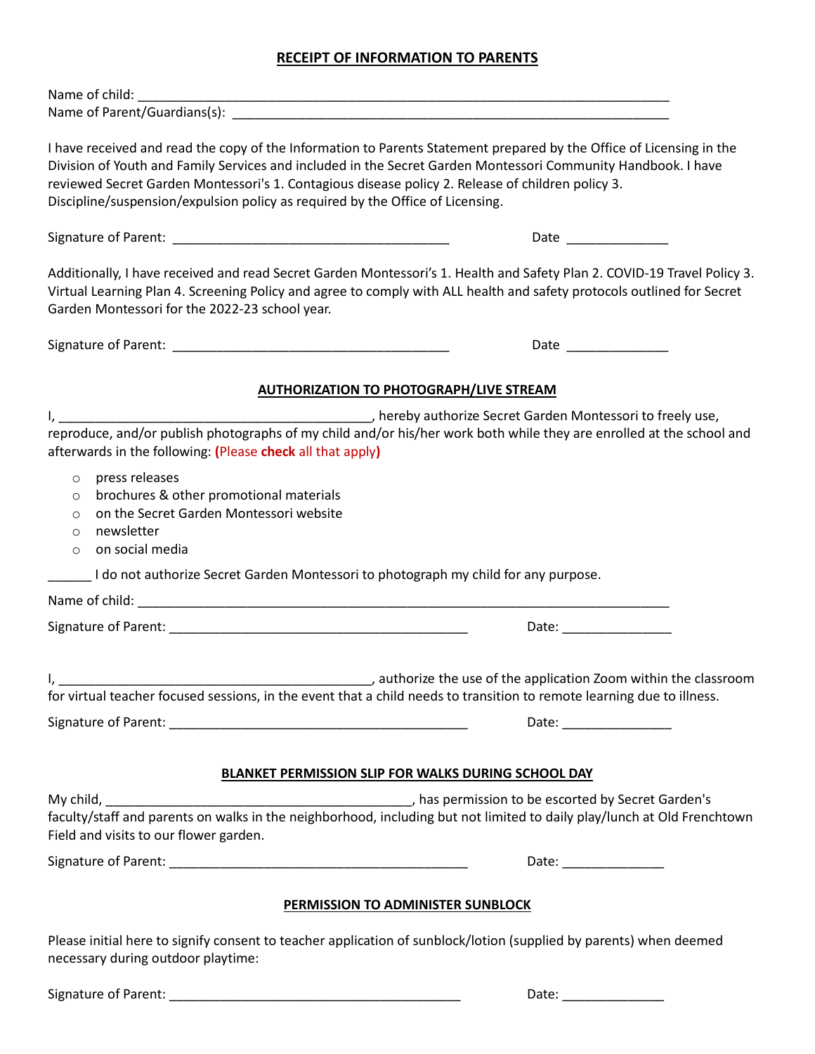**RECEIPT OF INFORMATION TO PARENTS**

Name of child: ___________________________________________________________________________

Name of Parent/Guardians(s): ______________________________________________________________

I have received and read the copy of the Information to Parents Statement prepared by the Office of Licensing in the Division of Youth and Family Services and included in the Secret Garden Montessori Community Handbook. I have reviewed Secret Garden Montessori's 1. Contagious disease policy 2. Release of children policy 3. Discipline/suspension/expulsion policy as required by the Office of Licensing.

Signature of Parent: _______________________________________ Date ______________

Additionally, I have received and read Secret Garden Montessori's 1. Health and Safety Plan 2. COVID-19 Travel Policy 3. Virtual Learning Plan 4. Screening Policy and agree to comply with ALL health and safety protocols outlined for Secret Garden Montessori for the 2022-23 school year.

Signature of Parent: _______________________________________ Date ______________

**AUTHORIZATION TO PHOTOGRAPH/LIVE STREAM**

I, ____________________________________________, hereby authorize Secret Garden Montessori to freely use, reproduce, and/or publish photographs of my child and/or his/her work both while they are enrolled at the school and afterwards in the following: **(**Please **check** all that apply**)**

- ○ press releases
- ○ brochures & other promotional materials
- ○ on the Secret Garden Montessori website
- ○ newsletter
- ○ on social media

______ I do not authorize Secret Garden Montessori to photograph my child for any purpose.

Name of child: ___________________________________________________________________________

Signature of Parent: __________________________________________ Date: _______________

I, ____________________________________________, authorize the use of the application Zoom within the classroom for virtual teacher focused sessions, in the event that a child needs to transition to remote learning due to illness.

Signature of Parent: __________________________________________ Date: _______________

**BLANKET PERMISSION SLIP FOR WALKS DURING SCHOOL DAY**

My child, ____________________________________________, has permission to be escorted by Secret Garden's faculty/staff and parents on walks in the neighborhood, including but not limited to daily play/lunch at Old Frenchtown Field and visits to our flower garden.

Signature of Parent: __________________________________________ Date: ______________

**PERMISSION TO ADMINISTER SUNBLOCK**

Please initial here to signify consent to teacher application of sunblock/lotion (supplied by parents) when deemed necessary during outdoor playtime:

Signature of Parent: _________________________________________ Date: ______________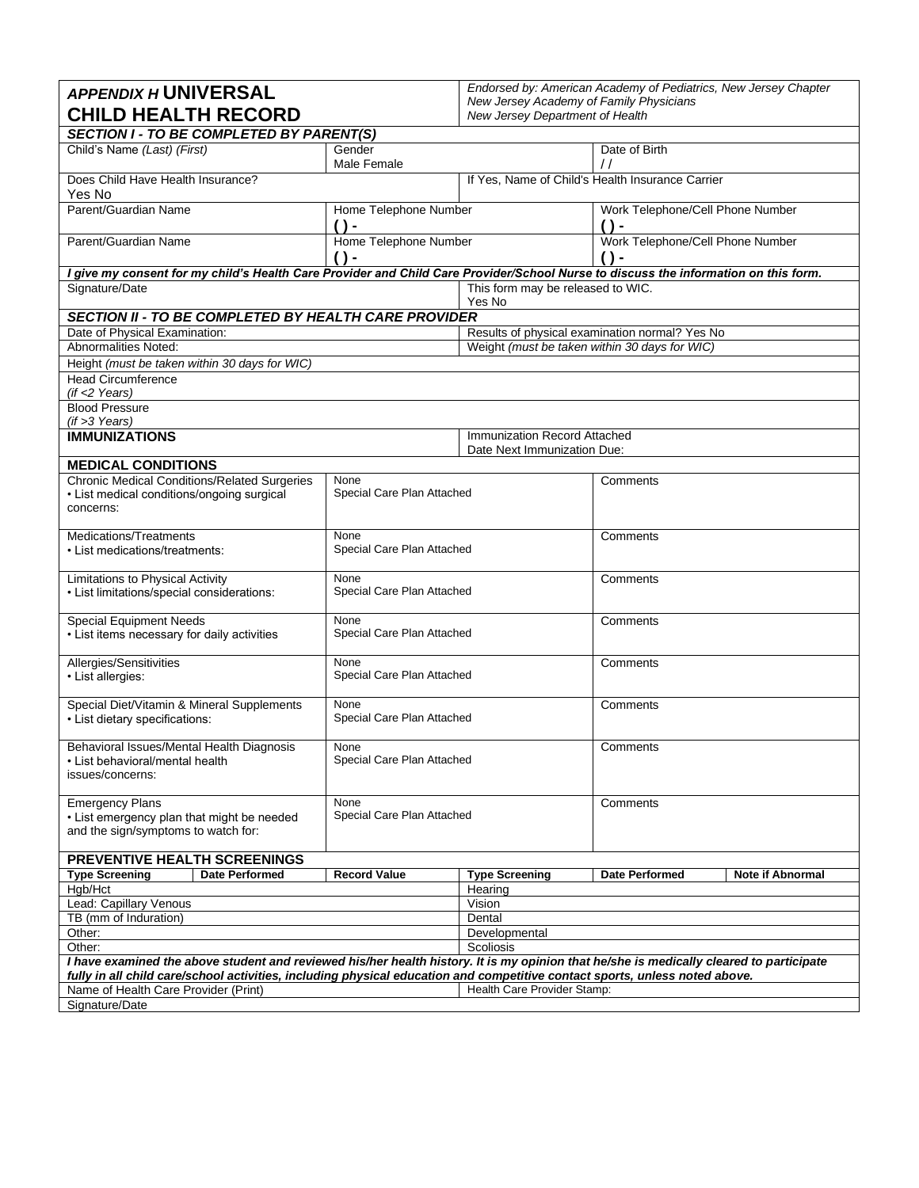# *APPENDIX H* UNIVERSAL CHILD HEALTH RECORD

*Endorsed by: American Academy of Pediatrics, New Jersey Chapter*
*New Jersey Academy of Family Physicians*
*New Jersey Department of Health*

### *SECTION I - TO BE COMPLETED BY PARENT(S)*

| | | |
|---|---|---|
| Child's Name *(Last) (First)* | Gender<br>Male Female | Date of Birth<br>/ / |
| Does Child Have Health Insurance?<br>Yes No | If Yes, Name of Child's Health Insurance Carrier | |
| Parent/Guardian Name | Home Telephone Number<br>**( ) -** | Work Telephone/Cell Phone Number<br>**( ) -** |
| Parent/Guardian Name | Home Telephone Number<br>**( ) -** | Work Telephone/Cell Phone Number<br>**( ) -** |

***I give my consent for my child's Health Care Provider and Child Care Provider/School Nurse to discuss the information on this form.***

| | |
|---|---|
| Signature/Date | This form may be released to WIC.<br>Yes No |

### *SECTION II - TO BE COMPLETED BY HEALTH CARE PROVIDER*

| | |
|---|---|
| Date of Physical Examination: | Results of physical examination normal? Yes No |
| Abnormalities Noted: | Weight *(must be taken within 30 days for WIC)* |
| Height *(must be taken within 30 days for WIC)* | |
| Head Circumference<br>*(if <2 Years)* | |
| Blood Pressure<br>*(if >3 Years)* | |
| **IMMUNIZATIONS** | Immunization Record Attached<br>Date Next Immunization Due: |

### MEDICAL CONDITIONS

| | | |
|---|---|---|
| Chronic Medical Conditions/Related Surgeries<br>• List medical conditions/ongoing surgical concerns: | None<br>Special Care Plan Attached | Comments |
| Medications/Treatments<br>• List medications/treatments: | None<br>Special Care Plan Attached | Comments |
| Limitations to Physical Activity<br>• List limitations/special considerations: | None<br>Special Care Plan Attached | Comments |
| Special Equipment Needs<br>• List items necessary for daily activities | None<br>Special Care Plan Attached | Comments |
| Allergies/Sensitivities<br>• List allergies: | None<br>Special Care Plan Attached | Comments |
| Special Diet/Vitamin & Mineral Supplements<br>• List dietary specifications: | None<br>Special Care Plan Attached | Comments |
| Behavioral Issues/Mental Health Diagnosis<br>• List behavioral/mental health issues/concerns: | None<br>Special Care Plan Attached | Comments |
| Emergency Plans<br>• List emergency plan that might be needed and the sign/symptoms to watch for: | None<br>Special Care Plan Attached | Comments |

### PREVENTIVE HEALTH SCREENINGS

| Type Screening | Date Performed | Record Value | Type Screening | Date Performed | Note if Abnormal |
|---|---|---|---|---|---|
| Hgb/Hct | | | Hearing | | |
| Lead: Capillary Venous | | | Vision | | |
| TB (mm of Induration) | | | Dental | | |
| Other: | | | Developmental | | |
| Other: | | | Scoliosis | | |

***I have examined the above student and reviewed his/her health history. It is my opinion that he/she is medically cleared to participate fully in all child care/school activities, including physical education and competitive contact sports, unless noted above.***

| | |
|---|---|
| Name of Health Care Provider (Print) | Health Care Provider Stamp: |
| Signature/Date | |